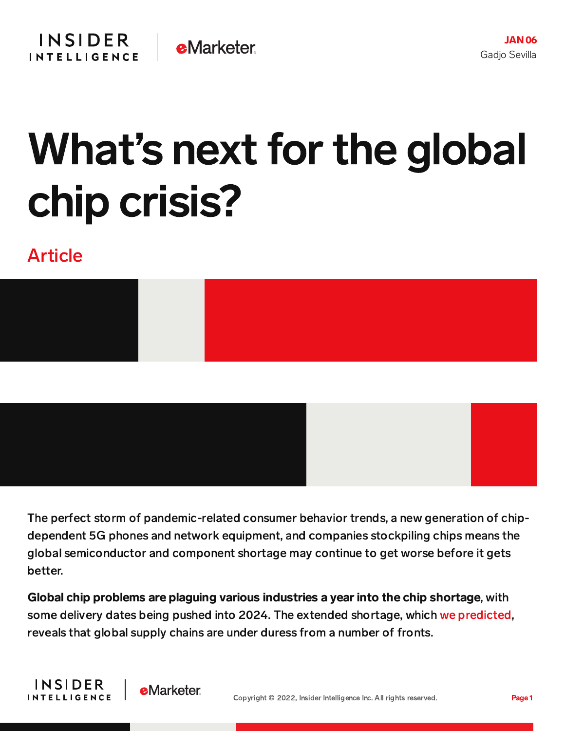JAN 06
Gadjo Sevilla

# What's next for the global chip crisis?

Article

The perfect storm of pandemic-related consumer behavior trends, a new generation of chip-dependent 5G phones and network equipment, and companies stockpiling chips means the global semiconductor and component shortage may continue to get worse before it gets better.

**Global chip problems are plaguing various industries a year into the chip shortage**, with some delivery dates being pushed into 2024. The extended shortage, which we predicted, reveals that global supply chains are under duress from a number of fronts.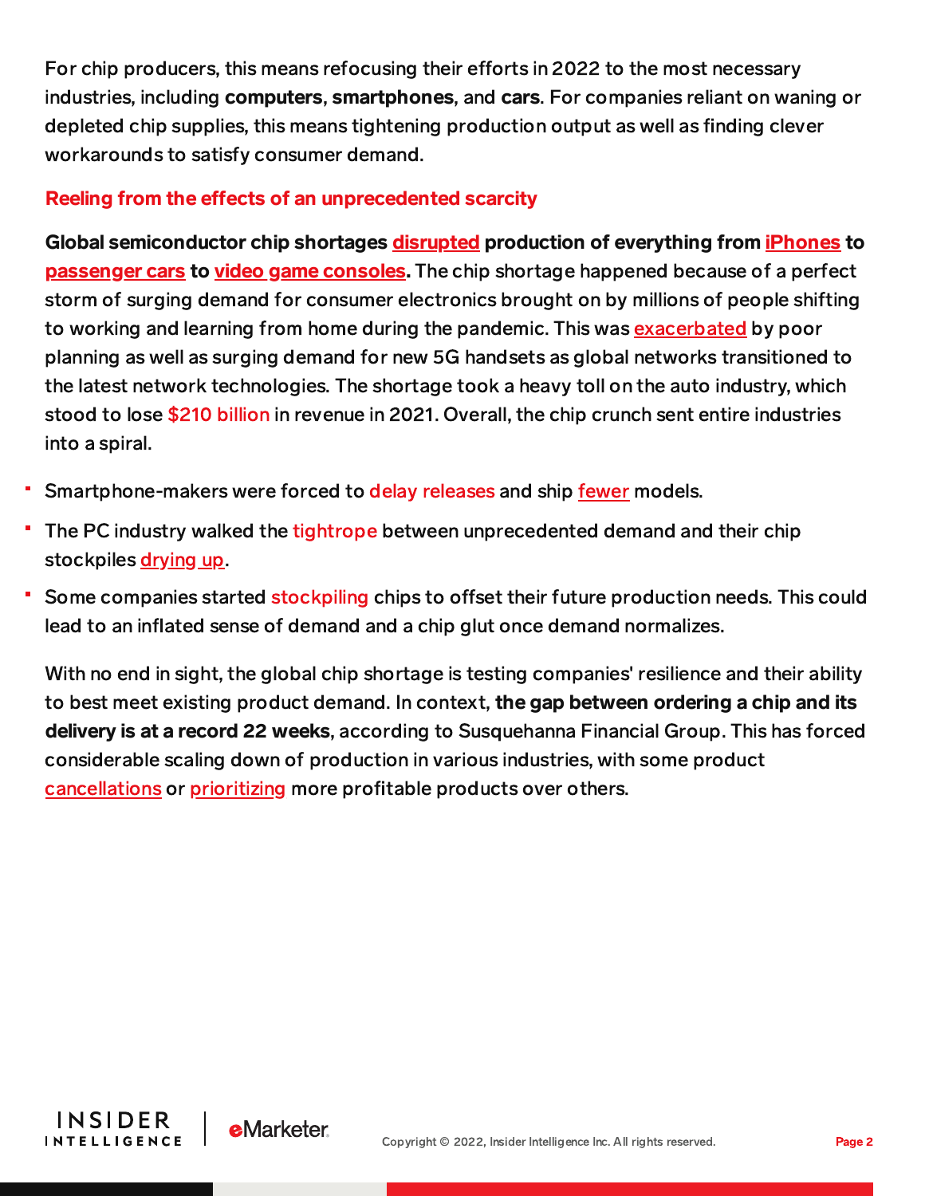For chip producers, this means refocusing their efforts in 2022 to the most necessary industries, including **computers**, **smartphones**, and **cars**. For companies reliant on waning or depleted chip supplies, this means tightening production output as well as finding clever workarounds to satisfy consumer demand.

## Reeling from the effects of an unprecedented scarcity

**Global semiconductor chip shortages disrupted production of everything from iPhones to passenger cars to video game consoles.** The chip shortage happened because of a perfect storm of surging demand for consumer electronics brought on by millions of people shifting to working and learning from home during the pandemic. This was exacerbated by poor planning as well as surging demand for new 5G handsets as global networks transitioned to the latest network technologies. The shortage took a heavy toll on the auto industry, which stood to lose $210 billion in revenue in 2021. Overall, the chip crunch sent entire industries into a spiral.

- Smartphone-makers were forced to delay releases and ship fewer models.
- The PC industry walked the tightrope between unprecedented demand and their chip stockpiles drying up.
- Some companies started stockpiling chips to offset their future production needs. This could lead to an inflated sense of demand and a chip glut once demand normalizes.

With no end in sight, the global chip shortage is testing companies' resilience and their ability to best meet existing product demand. In context, **the gap between ordering a chip and its delivery is at a record 22 weeks**, according to Susquehanna Financial Group. This has forced considerable scaling down of production in various industries, with some product cancellations or prioritizing more profitable products over others.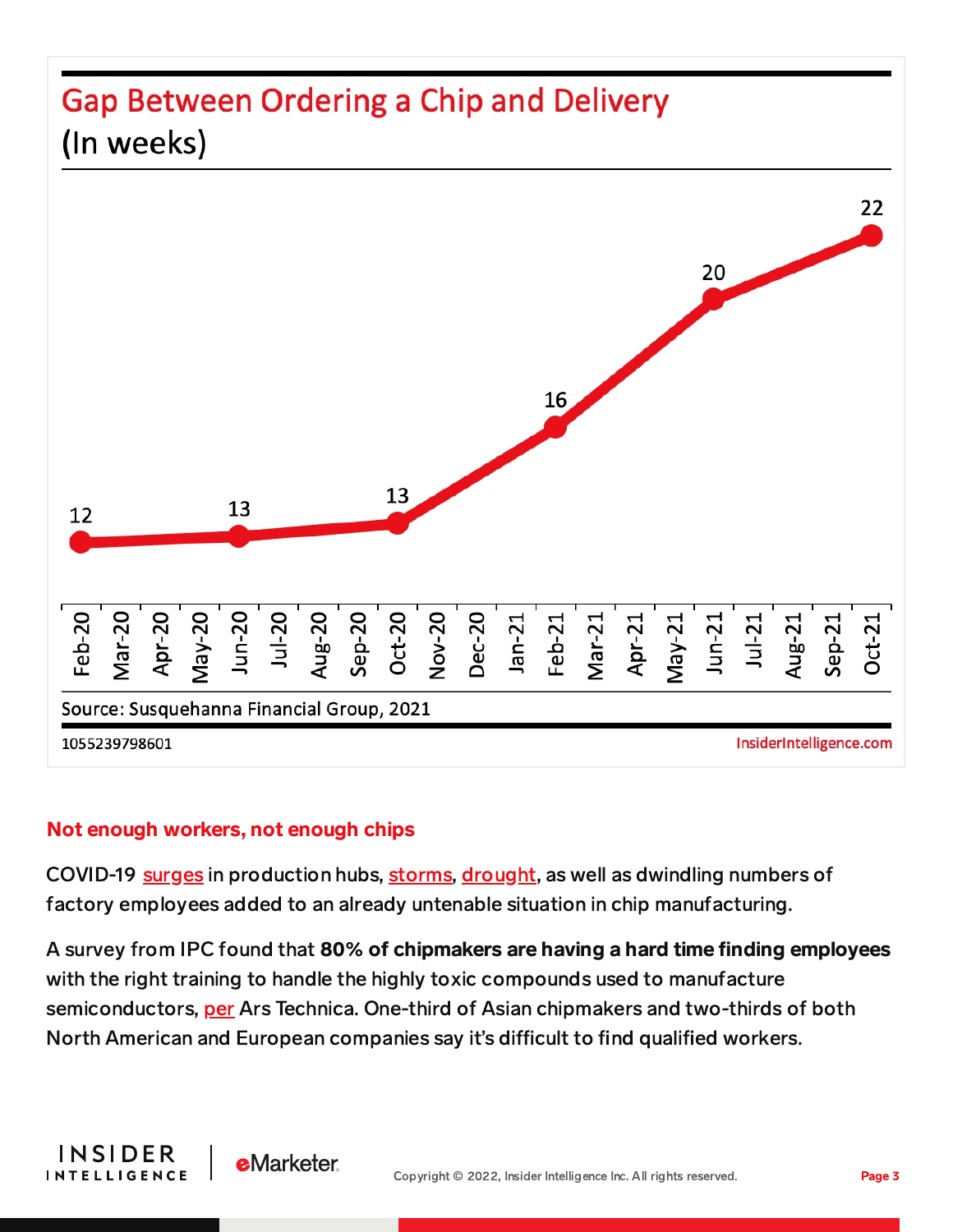## Gap Between Ordering a Chip and Delivery

(In weeks)

| Month | Weeks |
|---|---|
| Feb-20 | 12 |
| Jun-20 | 13 |
| Oct-20 | 13 |
| Feb-21 | 16 |
| Jun-21 | 20 |
| Oct-21 | 22 |

Source: Susquehanna Financial Group, 2021

1055239798601

InsiderIntelligence.com

### Not enough workers, not enough chips

COVID-19 surges in production hubs, storms, drought, as well as dwindling numbers of factory employees added to an already untenable situation in chip manufacturing.

A survey from IPC found that **80% of chipmakers are having a hard time finding employees** with the right training to handle the highly toxic compounds used to manufacture semiconductors, per Ars Technica. One-third of Asian chipmakers and two-thirds of both North American and European companies say it's difficult to find qualified workers.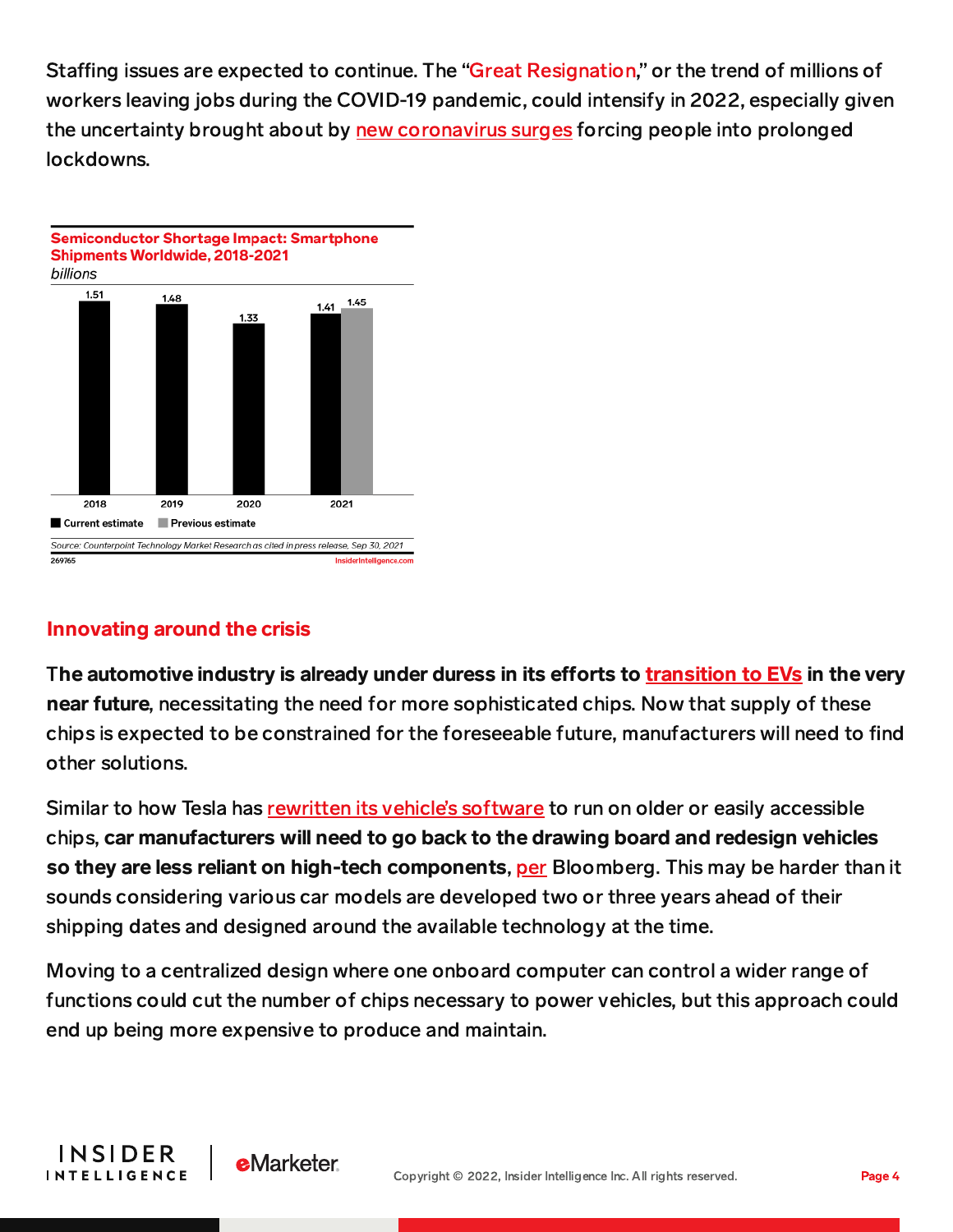Staffing issues are expected to continue. The "Great Resignation," or the trend of millions of workers leaving jobs during the COVID-19 pandemic, could intensify in 2022, especially given the uncertainty brought about by new coronavirus surges forcing people into prolonged lockdowns.

**Semiconductor Shortage Impact: Smartphone Shipments Worldwide, 2018-2021**
*billions*

| Year | Current estimate | Previous estimate |
| --- | --- | --- |
| 2018 | 1.51 | |
| 2019 | 1.48 | |
| 2020 | 1.33 | |
| 2021 | 1.41 | 1.45 |

*Source: Counterpoint Technology Market Research as cited in press release, Sep 30, 2021*
269765 InsiderIntelligence.com

## Innovating around the crisis

**The automotive industry is already under duress in its efforts to transition to EVs in the very near future**, necessitating the need for more sophisticated chips. Now that supply of these chips is expected to be constrained for the foreseeable future, manufacturers will need to find other solutions.

Similar to how Tesla has rewritten its vehicle's software to run on older or easily accessible chips, **car manufacturers will need to go back to the drawing board and redesign vehicles so they are less reliant on high-tech components**, per Bloomberg. This may be harder than it sounds considering various car models are developed two or three years ahead of their shipping dates and designed around the available technology at the time.

Moving to a centralized design where one onboard computer can control a wider range of functions could cut the number of chips necessary to power vehicles, but this approach could end up being more expensive to produce and maintain.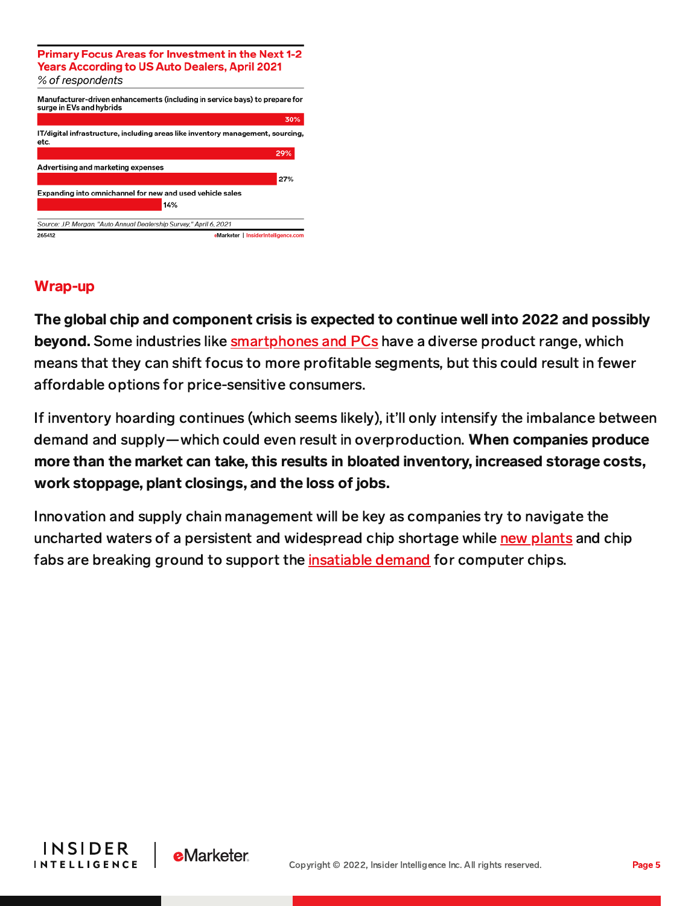**Primary Focus Areas for Investment in the Next 1-2 Years According to US Auto Dealers, April 2021**

*% of respondents*

Manufacturer-driven enhancements (including in service bays) to prepare for surge in EVs and hybrids

30%

IT/digital infrastructure, including areas like inventory management, sourcing, etc.

29%

Advertising and marketing expenses

27%

Expanding into omnichannel for new and used vehicle sales

14%

*Source: J.P. Morgan, "Auto Annual Dealership Survey," April 6, 2021*

265412

eMarketer | InsiderIntelligence.com

## Wrap-up

**The global chip and component crisis is expected to continue well into 2022 and possibly beyond.** Some industries like smartphones and PCs have a diverse product range, which means that they can shift focus to more profitable segments, but this could result in fewer affordable options for price-sensitive consumers.

If inventory hoarding continues (which seems likely), it'll only intensify the imbalance between demand and supply—which could even result in overproduction. **When companies produce more than the market can take, this results in bloated inventory, increased storage costs, work stoppage, plant closings, and the loss of jobs.**

Innovation and supply chain management will be key as companies try to navigate the uncharted waters of a persistent and widespread chip shortage while new plants and chip fabs are breaking ground to support the insatiable demand for computer chips.